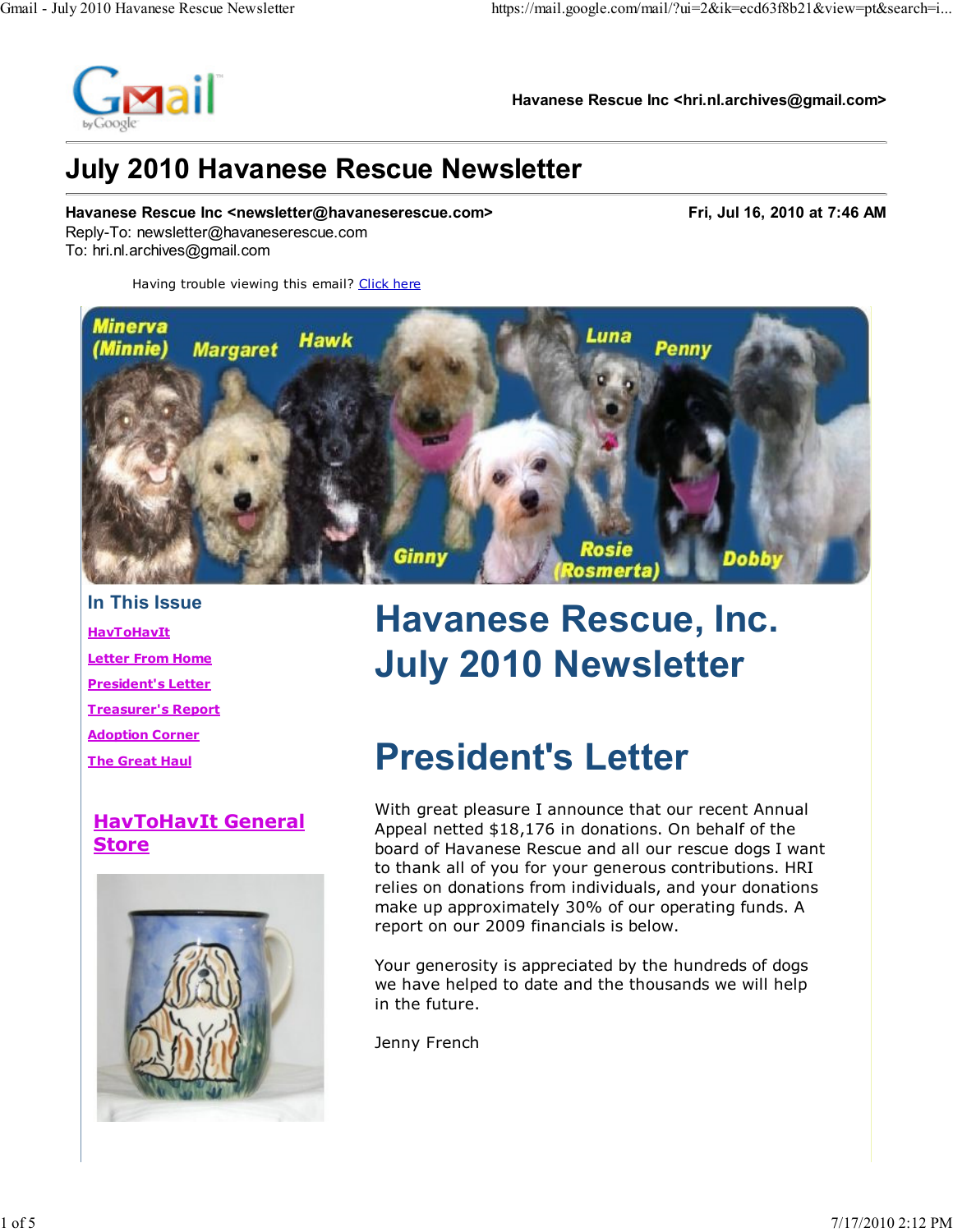Havanese Rescue Inc <hri.nl.archives@gmail.com>

# July 2010 Havanese Rescue Newsletter

**Havanese Rescue Inc <newsletter@havaneserescue.com>** — **Fri, Jul 16, 2010 at 7:46 AM**
Reply-To: newsletter@havaneserescue.com
To: hri.nl.archives@gmail.com

Having trouble viewing this email? Click here

Minerva (Minnie) Margaret Hawk Luna Penny Ginny Rosie (Rosmerta) Dobby

### In This Issue

- HavToHavIt
- Letter From Home
- President's Letter
- Treasurer's Report
- Adoption Corner
- The Great Haul

### HavToHavIt General Store

# Havanese Rescue, Inc. July 2010 Newsletter

# President's Letter

With great pleasure I announce that our recent Annual Appeal netted $18,176 in donations. On behalf of the board of Havanese Rescue and all our rescue dogs I want to thank all of you for your generous contributions. HRI relies on donations from individuals, and your donations make up approximately 30% of our operating funds. A report on our 2009 financials is below.

Your generosity is appreciated by the hundreds of dogs we have helped to date and the thousands we will help in the future.

Jenny French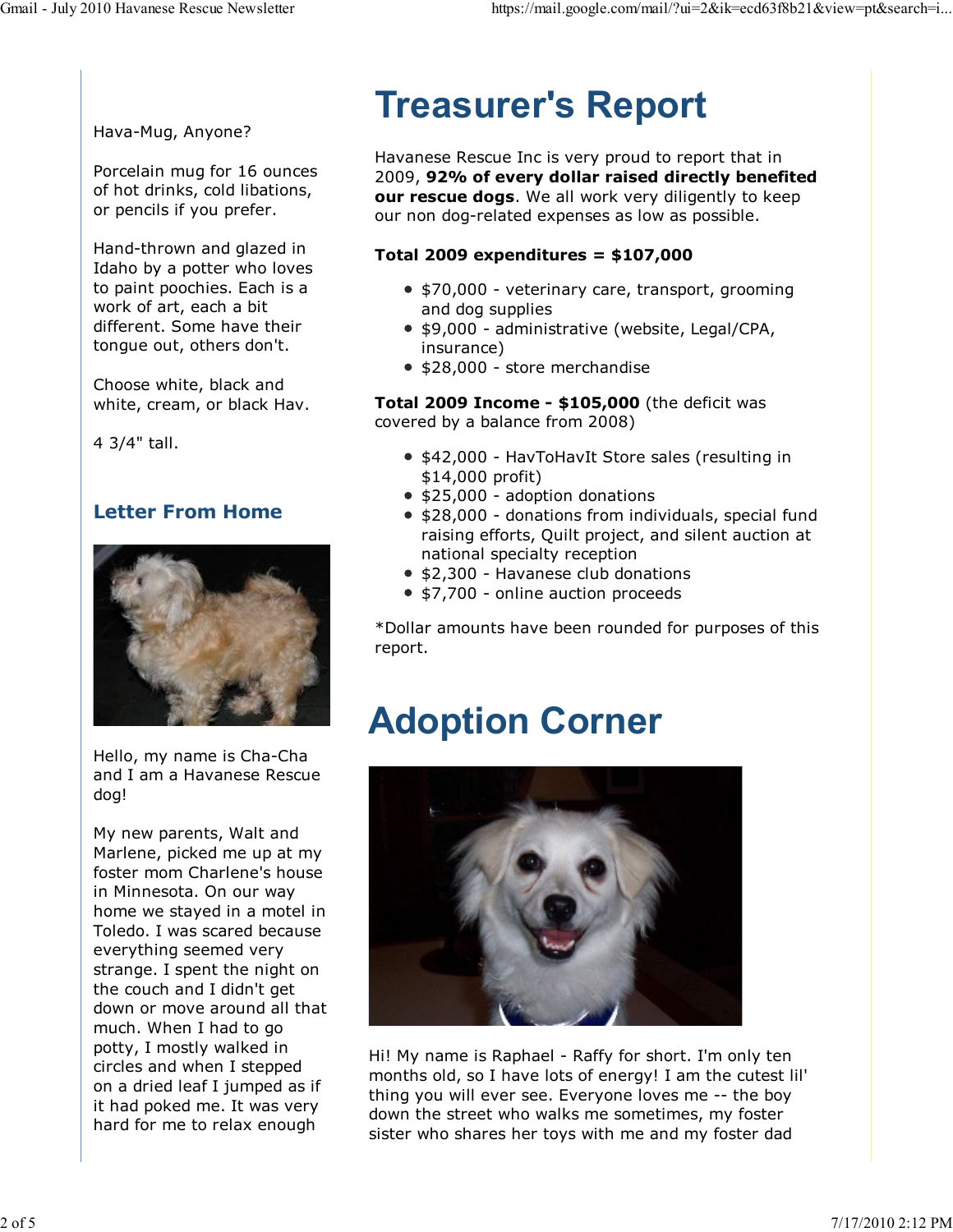Hava-Mug, Anyone?

Porcelain mug for 16 ounces of hot drinks, cold libations, or pencils if you prefer.

Hand-thrown and glazed in Idaho by a potter who loves to paint poochies. Each is a work of art, each a bit different. Some have their tongue out, others don't.

Choose white, black and white, cream, or black Hav.

4 3/4" tall.

### Letter From Home

Hello, my name is Cha-Cha and I am a Havanese Rescue dog!

My new parents, Walt and Marlene, picked me up at my foster mom Charlene's house in Minnesota. On our way home we stayed in a motel in Toledo. I was scared because everything seemed very strange. I spent the night on the couch and I didn't get down or move around all that much. When I had to go potty, I mostly walked in circles and when I stepped on a dried leaf I jumped as if it had poked me. It was very hard for me to relax enough

# Treasurer's Report

Havanese Rescue Inc is very proud to report that in 2009, **92% of every dollar raised directly benefited our rescue dogs**. We all work very diligently to keep our non dog-related expenses as low as possible.

**Total 2009 expenditures = $107,000**

- $70,000 - veterinary care, transport, grooming and dog supplies
- $9,000 - administrative (website, Legal/CPA, insurance)
- $28,000 - store merchandise

**Total 2009 Income - $105,000** (the deficit was covered by a balance from 2008)

- $42,000 - HavToHavIt Store sales (resulting in $14,000 profit)
- $25,000 - adoption donations
- $28,000 - donations from individuals, special fund raising efforts, Quilt project, and silent auction at national specialty reception
- $2,300 - Havanese club donations
- $7,700 - online auction proceeds

*Dollar amounts have been rounded for purposes of this report.

# Adoption Corner

Hi! My name is Raphael - Raffy for short. I'm only ten months old, so I have lots of energy! I am the cutest lil' thing you will ever see. Everyone loves me -- the boy down the street who walks me sometimes, my foster sister who shares her toys with me and my foster dad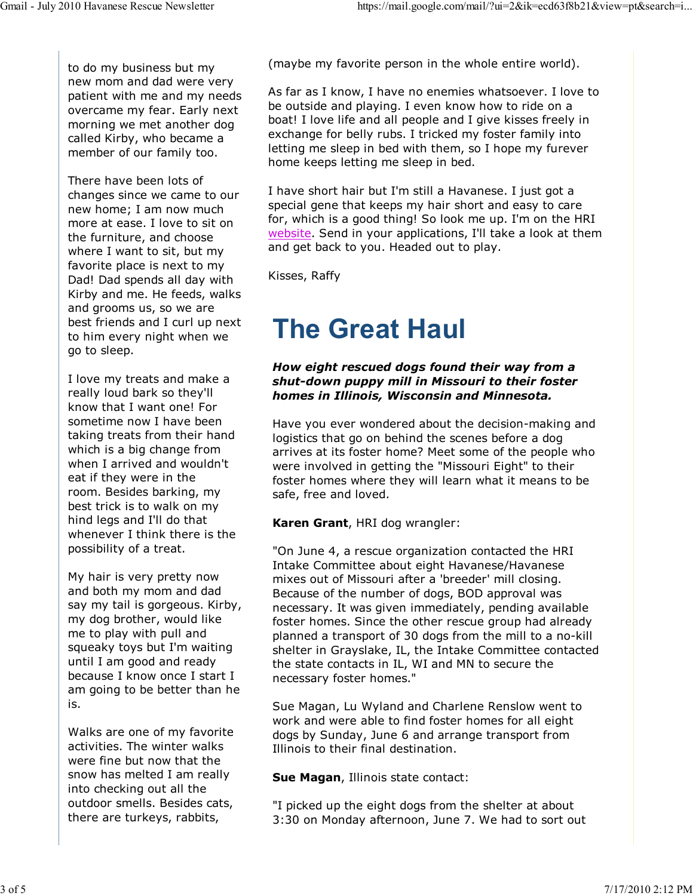to do my business but my new mom and dad were very patient with me and my needs overcame my fear. Early next morning we met another dog called Kirby, who became a member of our family too.

There have been lots of changes since we came to our new home; I am now much more at ease. I love to sit on the furniture, and choose where I want to sit, but my favorite place is next to my Dad! Dad spends all day with Kirby and me. He feeds, walks and grooms us, so we are best friends and I curl up next to him every night when we go to sleep.

I love my treats and make a really loud bark so they'll know that I want one! For sometime now I have been taking treats from their hand which is a big change from when I arrived and wouldn't eat if they were in the room. Besides barking, my best trick is to walk on my hind legs and I'll do that whenever I think there is the possibility of a treat.

My hair is very pretty now and both my mom and dad say my tail is gorgeous. Kirby, my dog brother, would like me to play with pull and squeaky toys but I'm waiting until I am good and ready because I know once I start I am going to be better than he is.

Walks are one of my favorite activities. The winter walks were fine but now that the snow has melted I am really into checking out all the outdoor smells. Besides cats, there are turkeys, rabbits,

(maybe my favorite person in the whole entire world).

As far as I know, I have no enemies whatsoever. I love to be outside and playing. I even know how to ride on a boat! I love life and all people and I give kisses freely in exchange for belly rubs. I tricked my foster family into letting me sleep in bed with them, so I hope my furever home keeps letting me sleep in bed.

I have short hair but I'm still a Havanese. I just got a special gene that keeps my hair short and easy to care for, which is a good thing! So look me up. I'm on the HRI website. Send in your applications, I'll take a look at them and get back to you. Headed out to play.

Kisses, Raffy

# The Great Haul

***How eight rescued dogs found their way from a shut-down puppy mill in Missouri to their foster homes in Illinois, Wisconsin and Minnesota.***

Have you ever wondered about the decision-making and logistics that go on behind the scenes before a dog arrives at its foster home? Meet some of the people who were involved in getting the "Missouri Eight" to their foster homes where they will learn what it means to be safe, free and loved.

**Karen Grant**, HRI dog wrangler:

"On June 4, a rescue organization contacted the HRI Intake Committee about eight Havanese/Havanese mixes out of Missouri after a 'breeder' mill closing. Because of the number of dogs, BOD approval was necessary. It was given immediately, pending available foster homes. Since the other rescue group had already planned a transport of 30 dogs from the mill to a no-kill shelter in Grayslake, IL, the Intake Committee contacted the state contacts in IL, WI and MN to secure the necessary foster homes."

Sue Magan, Lu Wyland and Charlene Renslow went to work and were able to find foster homes for all eight dogs by Sunday, June 6 and arrange transport from Illinois to their final destination.

**Sue Magan**, Illinois state contact:

"I picked up the eight dogs from the shelter at about 3:30 on Monday afternoon, June 7. We had to sort out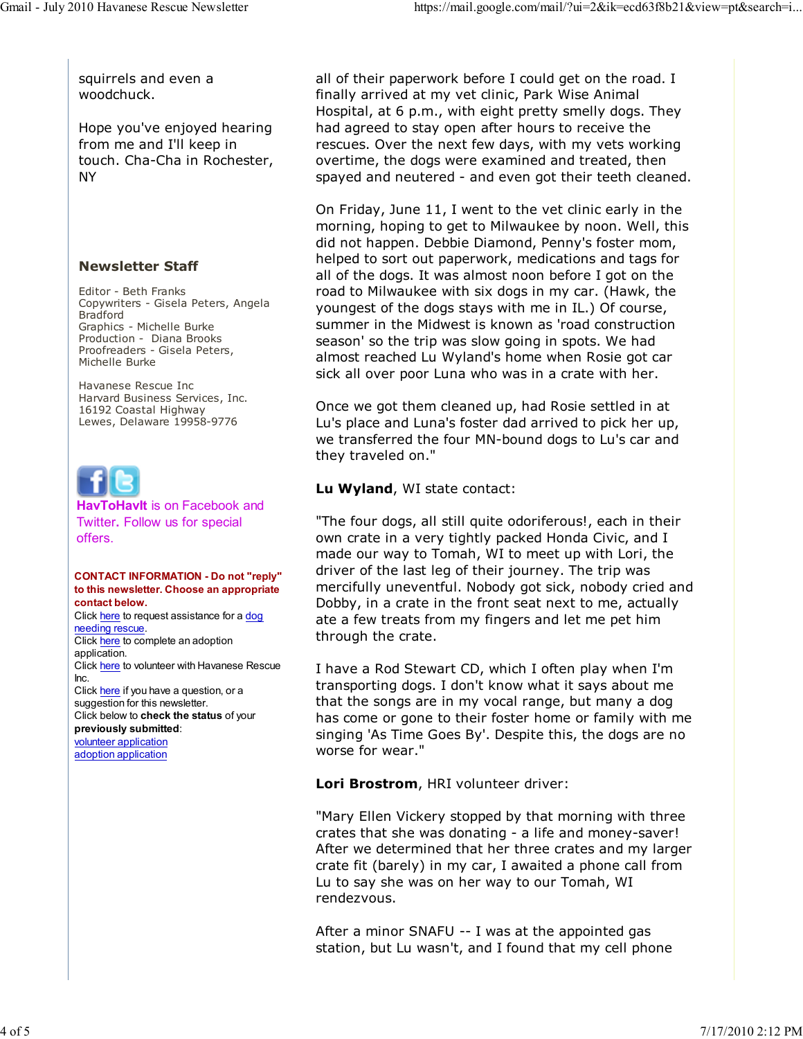squirrels and even a woodchuck.

Hope you've enjoyed hearing from me and I'll keep in touch. Cha-Cha in Rochester, NY

### Newsletter Staff

Editor - Beth Franks
Copywriters - Gisela Peters, Angela Bradford
Graphics - Michelle Burke
Production - Diana Brooks
Proofreaders - Gisela Peters, Michelle Burke

Havanese Rescue Inc
Harvard Business Services, Inc.
16192 Coastal Highway
Lewes, Delaware 19958-9776

**HavToHavIt** is on Facebook and Twitter. Follow us for special offers.

**CONTACT INFORMATION - Do not "reply" to this newsletter. Choose an appropriate contact below.**
Click here to request assistance for a dog needing rescue.
Click here to complete an adoption application.
Click here to volunteer with Havanese Rescue Inc.
Click here if you have a question, or a suggestion for this newsletter.
Click below to **check the status** of your **previously submitted**:
volunteer application
adoption application

all of their paperwork before I could get on the road. I finally arrived at my vet clinic, Park Wise Animal Hospital, at 6 p.m., with eight pretty smelly dogs. They had agreed to stay open after hours to receive the rescues. Over the next few days, with my vets working overtime, the dogs were examined and treated, then spayed and neutered - and even got their teeth cleaned.

On Friday, June 11, I went to the vet clinic early in the morning, hoping to get to Milwaukee by noon. Well, this did not happen. Debbie Diamond, Penny's foster mom, helped to sort out paperwork, medications and tags for all of the dogs. It was almost noon before I got on the road to Milwaukee with six dogs in my car. (Hawk, the youngest of the dogs stays with me in IL.) Of course, summer in the Midwest is known as 'road construction season' so the trip was slow going in spots. We had almost reached Lu Wyland's home when Rosie got car sick all over poor Luna who was in a crate with her.

Once we got them cleaned up, had Rosie settled in at Lu's place and Luna's foster dad arrived to pick her up, we transferred the four MN-bound dogs to Lu's car and they traveled on."

**Lu Wyland**, WI state contact:

"The four dogs, all still quite odoriferous!, each in their own crate in a very tightly packed Honda Civic, and I made our way to Tomah, WI to meet up with Lori, the driver of the last leg of their journey. The trip was mercifully uneventful. Nobody got sick, nobody cried and Dobby, in a crate in the front seat next to me, actually ate a few treats from my fingers and let me pet him through the crate.

I have a Rod Stewart CD, which I often play when I'm transporting dogs. I don't know what it says about me that the songs are in my vocal range, but many a dog has come or gone to their foster home or family with me singing 'As Time Goes By'. Despite this, the dogs are no worse for wear."

**Lori Brostrom**, HRI volunteer driver:

"Mary Ellen Vickery stopped by that morning with three crates that she was donating - a life and money-saver! After we determined that her three crates and my larger crate fit (barely) in my car, I awaited a phone call from Lu to say she was on her way to our Tomah, WI rendezvous.

After a minor SNAFU -- I was at the appointed gas station, but Lu wasn't, and I found that my cell phone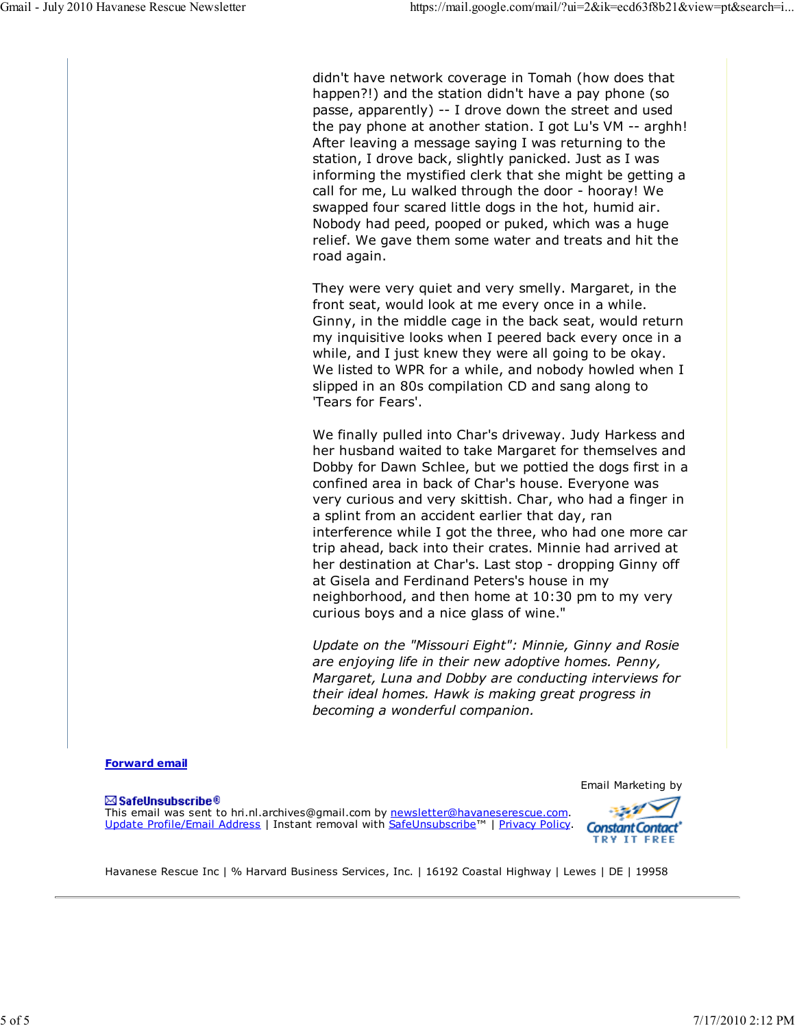didn't have network coverage in Tomah (how does that happen?!) and the station didn't have a pay phone (so passe, apparently) -- I drove down the street and used the pay phone at another station. I got Lu's VM -- arghh! After leaving a message saying I was returning to the station, I drove back, slightly panicked. Just as I was informing the mystified clerk that she might be getting a call for me, Lu walked through the door - hooray! We swapped four scared little dogs in the hot, humid air. Nobody had peed, pooped or puked, which was a huge relief. We gave them some water and treats and hit the road again.

They were very quiet and very smelly. Margaret, in the front seat, would look at me every once in a while. Ginny, in the middle cage in the back seat, would return my inquisitive looks when I peered back every once in a while, and I just knew they were all going to be okay. We listed to WPR for a while, and nobody howled when I slipped in an 80s compilation CD and sang along to 'Tears for Fears'.

We finally pulled into Char's driveway. Judy Harkess and her husband waited to take Margaret for themselves and Dobby for Dawn Schlee, but we pottied the dogs first in a confined area in back of Char's house. Everyone was very curious and very skittish. Char, who had a finger in a splint from an accident earlier that day, ran interference while I got the three, who had one more car trip ahead, back into their crates. Minnie had arrived at her destination at Char's. Last stop - dropping Ginny off at Gisela and Ferdinand Peters's house in my neighborhood, and then home at 10:30 pm to my very curious boys and a nice glass of wine."

*Update on the "Missouri Eight": Minnie, Ginny and Rosie are enjoying life in their new adoptive homes. Penny, Margaret, Luna and Dobby are conducting interviews for their ideal homes. Hawk is making great progress in becoming a wonderful companion.*

**Forward email**

Email Marketing by Constant Contact TRY IT FREE

SafeUnsubscribe®
This email was sent to hri.nl.archives@gmail.com by newsletter@havaneserescue.com.
Update Profile/Email Address | Instant removal with SafeUnsubscribe™ | Privacy Policy.

Havanese Rescue Inc | % Harvard Business Services, Inc. | 16192 Coastal Highway | Lewes | DE | 19958